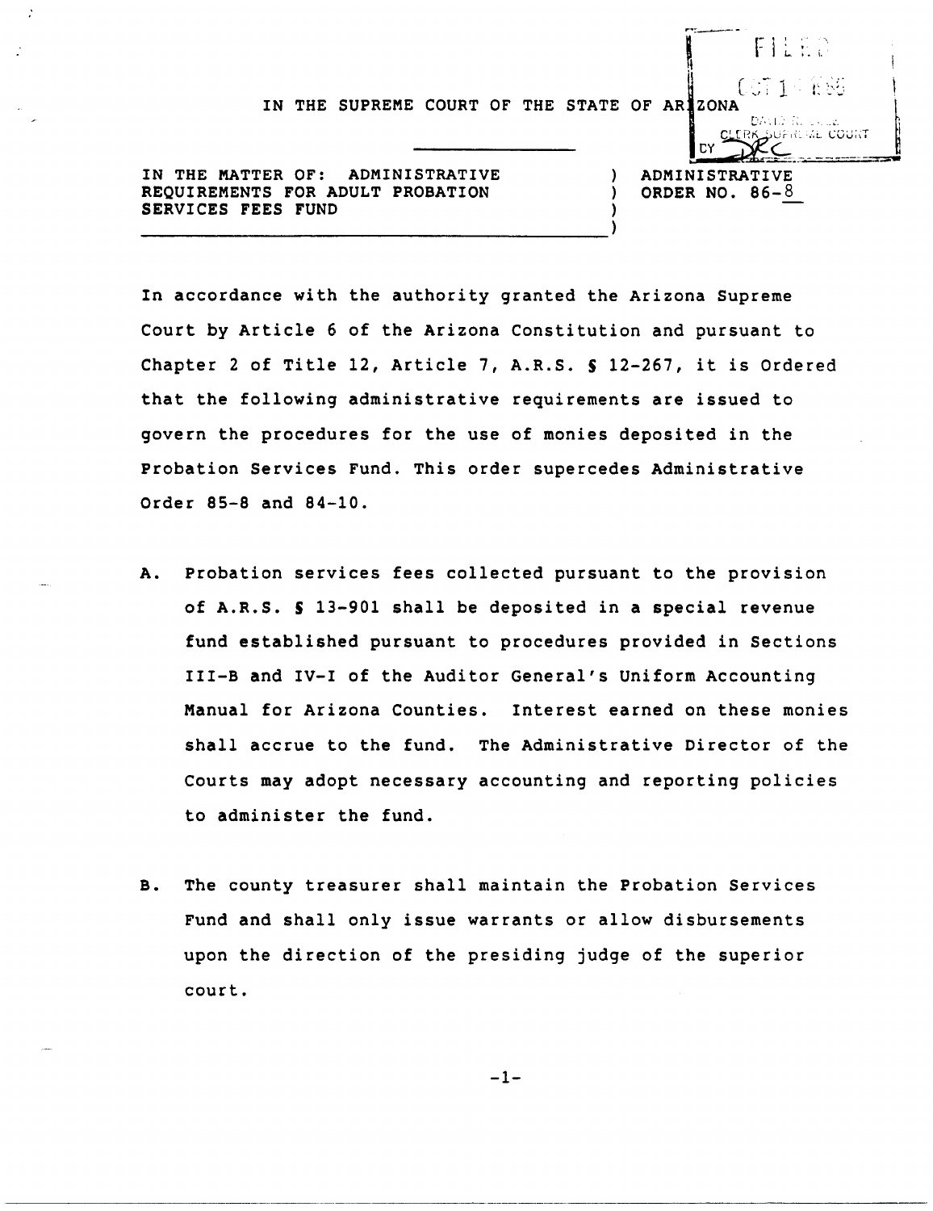FILED

OCT 1 1986

CLERK SUPREME COURT

BY DRC

IN THE SUPREME COURT OF THE STATE OF ARIZONA

IN THE MATTER OF: ADMINISTRATIVE REQUIREMENTS FOR ADULT PROBATION SERVICES FEES FUND

ADMINISTRATIVE ORDER NO. 86-8

In accordance with the authority granted the Arizona Supreme Court by Article 6 of the Arizona Constitution and pursuant to Chapter 2 of Title 12, Article 7, A.R.S. § 12-267, it is Ordered that the following administrative requirements are issued to govern the procedures for the use of monies deposited in the Probation Services Fund. This order supercedes Administrative Order 85-8 and 84-10.

A. Probation services fees collected pursuant to the provision of A.R.S. § 13-901 shall be deposited in a special revenue fund established pursuant to procedures provided in Sections III-B and IV-I of the Auditor General's Uniform Accounting Manual for Arizona Counties. Interest earned on these monies shall accrue to the fund. The Administrative Director of the Courts may adopt necessary accounting and reporting policies to administer the fund.

B. The county treasurer shall maintain the Probation Services Fund and shall only issue warrants or allow disbursements upon the direction of the presiding judge of the superior court.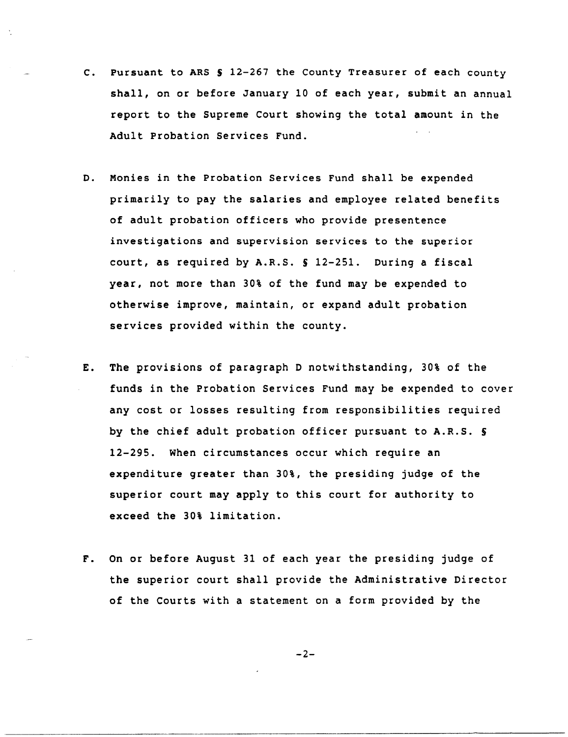C. Pursuant to ARS § 12-267 the County Treasurer of each county shall, on or before January 10 of each year, submit an annual report to the Supreme Court showing the total amount in the Adult Probation Services Fund.

D. Monies in the Probation Services Fund shall be expended primarily to pay the salaries and employee related benefits of adult probation officers who provide presentence investigations and supervision services to the superior court, as required by A.R.S. § 12-251. During a fiscal year, not more than 30% of the fund may be expended to otherwise improve, maintain, or expand adult probation services provided within the county.

E. The provisions of paragraph D notwithstanding, 30% of the funds in the Probation Services Fund may be expended to cover any cost or losses resulting from responsibilities required by the chief adult probation officer pursuant to A.R.S. § 12-295. When circumstances occur which require an expenditure greater than 30%, the presiding judge of the superior court may apply to this court for authority to exceed the 30% limitation.

F. On or before August 31 of each year the presiding judge of the superior court shall provide the Administrative Director of the Courts with a statement on a form provided by the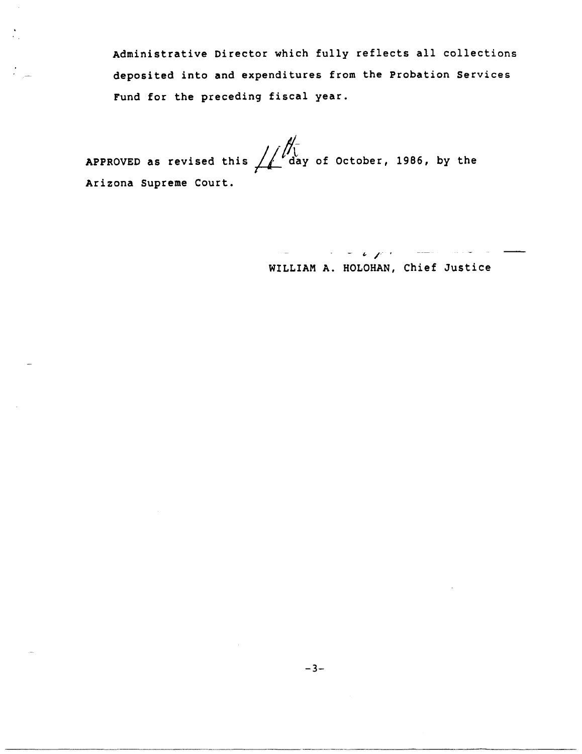Administrative Director which fully reflects all collections deposited into and expenditures from the Probation Services Fund for the preceding fiscal year.

APPROVED as revised this 11th day of October, 1986, by the Arizona Supreme Court.

WILLIAM A. HOLOHAN, Chief Justice